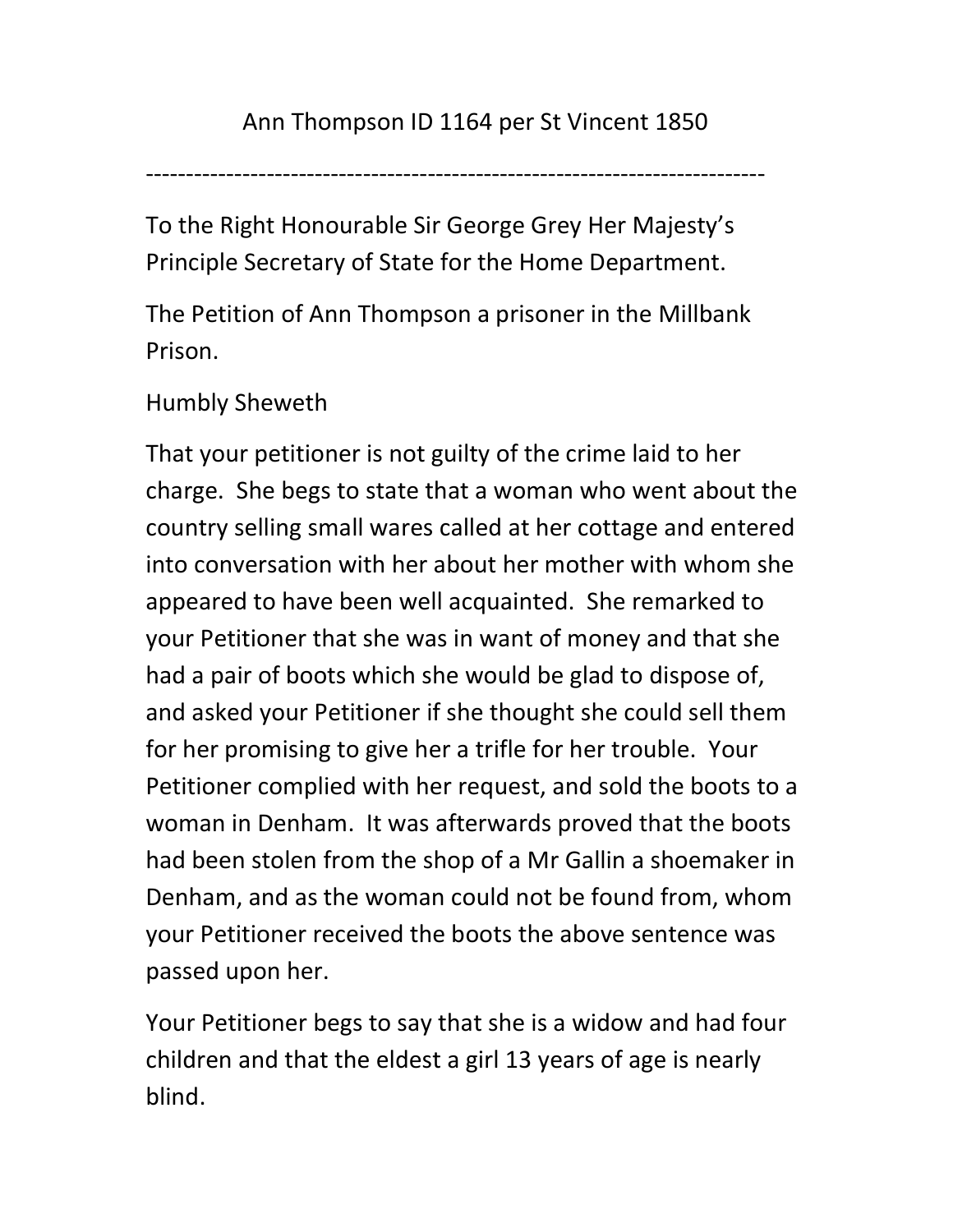Ann Thompson ID 1164 per St Vincent 1850

---

To the Right Honourable Sir George Grey Her Majesty's Principle Secretary of State for the Home Department.

The Petition of Ann Thompson a prisoner in the Millbank Prison.

Humbly Sheweth

That your petitioner is not guilty of the crime laid to her charge. She begs to state that a woman who went about the country selling small wares called at her cottage and entered into conversation with her about her mother with whom she appeared to have been well acquainted. She remarked to your Petitioner that she was in want of money and that she had a pair of boots which she would be glad to dispose of, and asked your Petitioner if she thought she could sell them for her promising to give her a trifle for her trouble. Your Petitioner complied with her request, and sold the boots to a woman in Denham. It was afterwards proved that the boots had been stolen from the shop of a Mr Gallin a shoemaker in Denham, and as the woman could not be found from, whom your Petitioner received the boots the above sentence was passed upon her.

Your Petitioner begs to say that she is a widow and had four children and that the eldest a girl 13 years of age is nearly blind.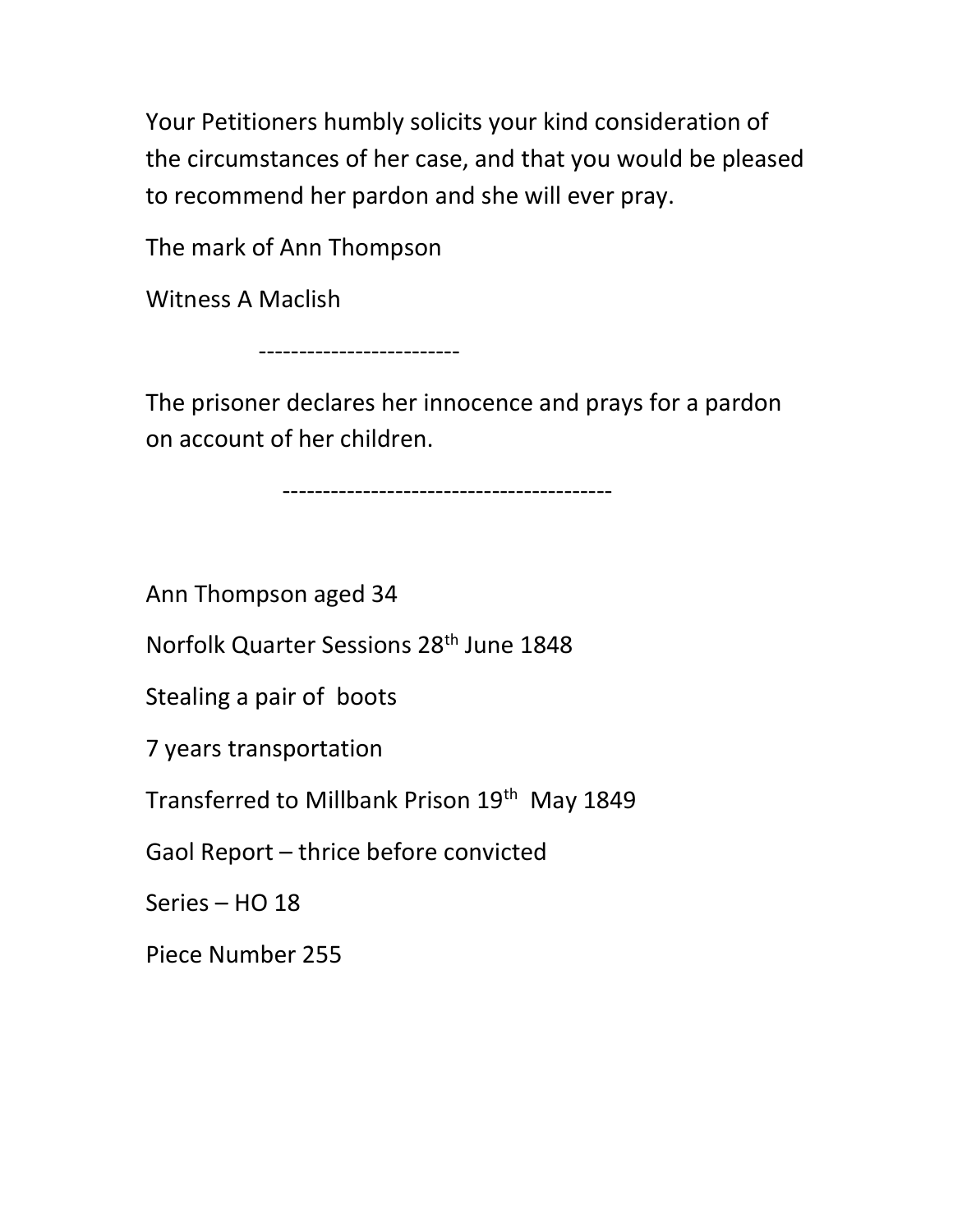Your Petitioners humbly solicits your kind consideration of the circumstances of her case, and that you would be pleased to recommend her pardon and she will ever pray.

The mark of Ann Thompson

Witness A Maclish

-------------------------

The prisoner declares her innocence and prays for a pardon on account of her children.

----------------------------------------

Ann Thompson aged 34

Norfolk Quarter Sessions 28th June 1848

Stealing a pair of boots

7 years transportation

Transferred to Millbank Prison 19th May 1849

Gaol Report – thrice before convicted

Series – HO 18

Piece Number 255